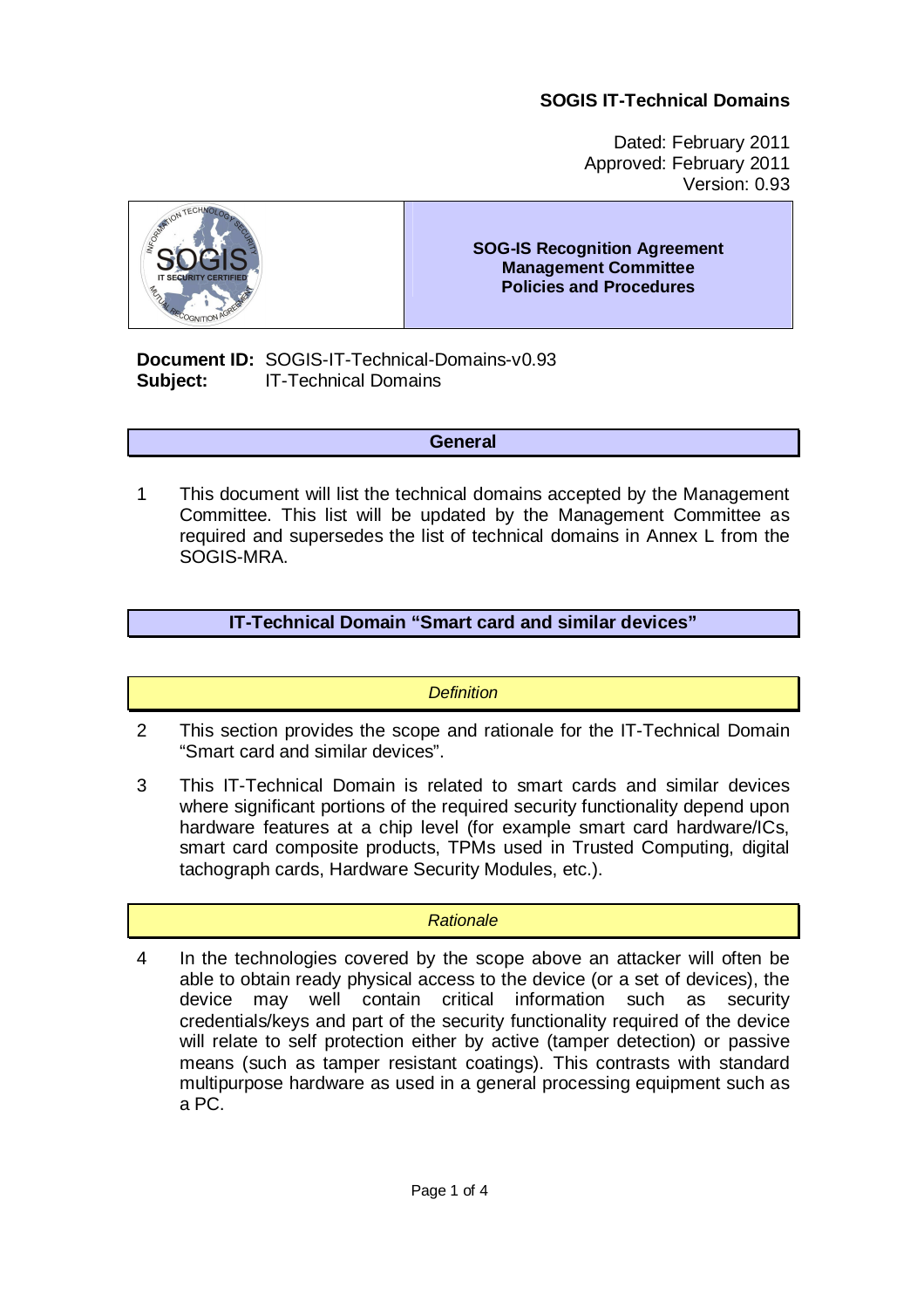**SOGIS IT-Technical Domains**

Dated: February 2011
Approved: February 2011
Version: 0.93

**SOG-IS Recognition Agreement**
**Management Committee**
**Policies and Procedures**

**Document ID:** SOGIS-IT-Technical-Domains-v0.93
**Subject:** IT-Technical Domains

## General

1 This document will list the technical domains accepted by the Management Committee. This list will be updated by the Management Committee as required and supersedes the list of technical domains in Annex L from the SOGIS-MRA.

## IT-Technical Domain "Smart card and similar devices"

### *Definition*

2 This section provides the scope and rationale for the IT-Technical Domain "Smart card and similar devices".

3 This IT-Technical Domain is related to smart cards and similar devices where significant portions of the required security functionality depend upon hardware features at a chip level (for example smart card hardware/ICs, smart card composite products, TPMs used in Trusted Computing, digital tachograph cards, Hardware Security Modules, etc.).

### *Rationale*

4 In the technologies covered by the scope above an attacker will often be able to obtain ready physical access to the device (or a set of devices), the device may well contain critical information such as security credentials/keys and part of the security functionality required of the device will relate to self protection either by active (tamper detection) or passive means (such as tamper resistant coatings). This contrasts with standard multipurpose hardware as used in a general processing equipment such as a PC.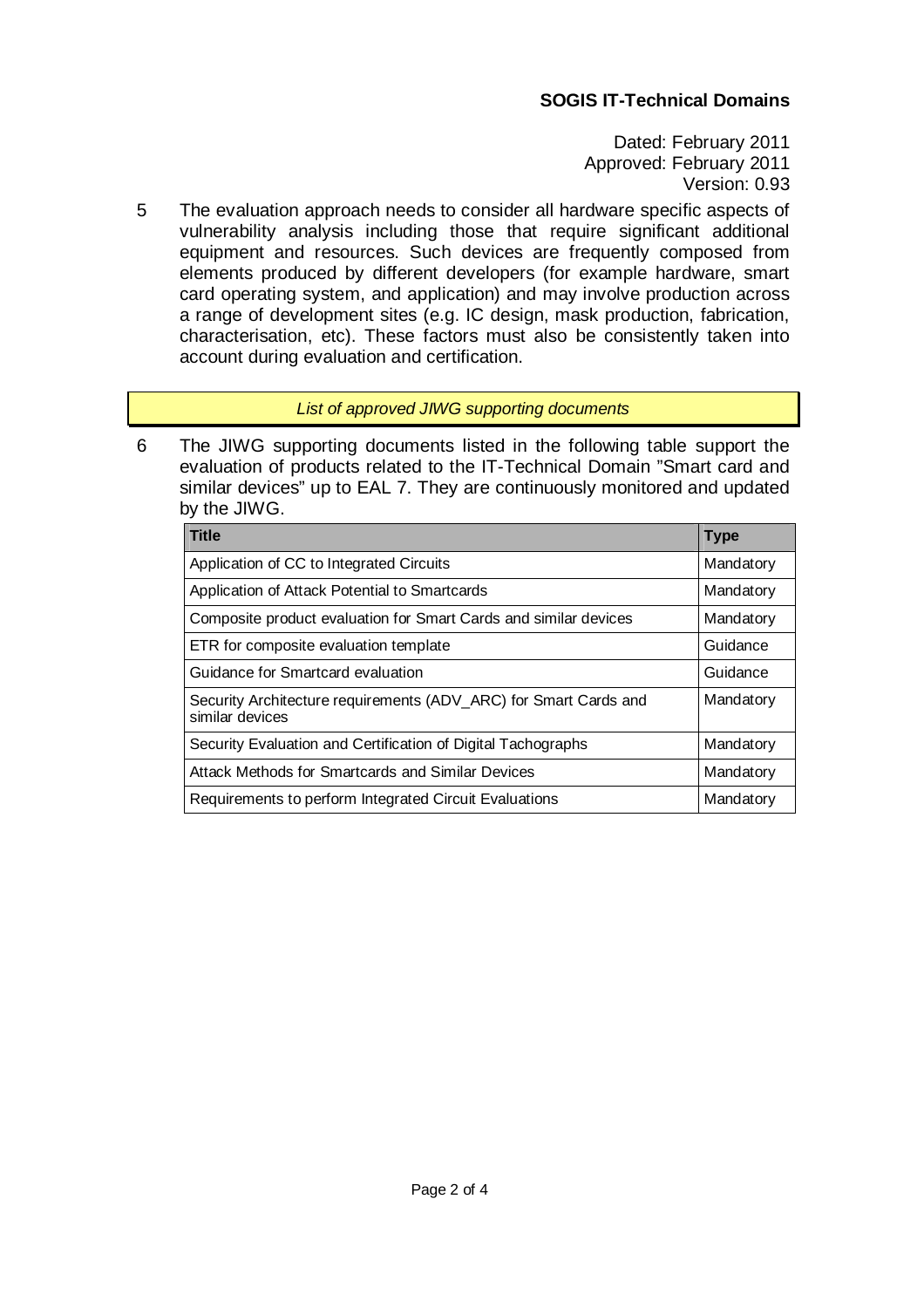5 The evaluation approach needs to consider all hardware specific aspects of vulnerability analysis including those that require significant additional equipment and resources. Such devices are frequently composed from elements produced by different developers (for example hardware, smart card operating system, and application) and may involve production across a range of development sites (e.g. IC design, mask production, fabrication, characterisation, etc). These factors must also be consistently taken into account during evaluation and certification.

*List of approved JIWG supporting documents*

6 The JIWG supporting documents listed in the following table support the evaluation of products related to the IT-Technical Domain "Smart card and similar devices" up to EAL 7. They are continuously monitored and updated by the JIWG.

| Title | Type |
| --- | --- |
| Application of CC to Integrated Circuits | Mandatory |
| Application of Attack Potential to Smartcards | Mandatory |
| Composite product evaluation for Smart Cards and similar devices | Mandatory |
| ETR for composite evaluation template | Guidance |
| Guidance for Smartcard evaluation | Guidance |
| Security Architecture requirements (ADV_ARC) for Smart Cards and similar devices | Mandatory |
| Security Evaluation and Certification of Digital Tachographs | Mandatory |
| Attack Methods for Smartcards and Similar Devices | Mandatory |
| Requirements to perform Integrated Circuit Evaluations | Mandatory |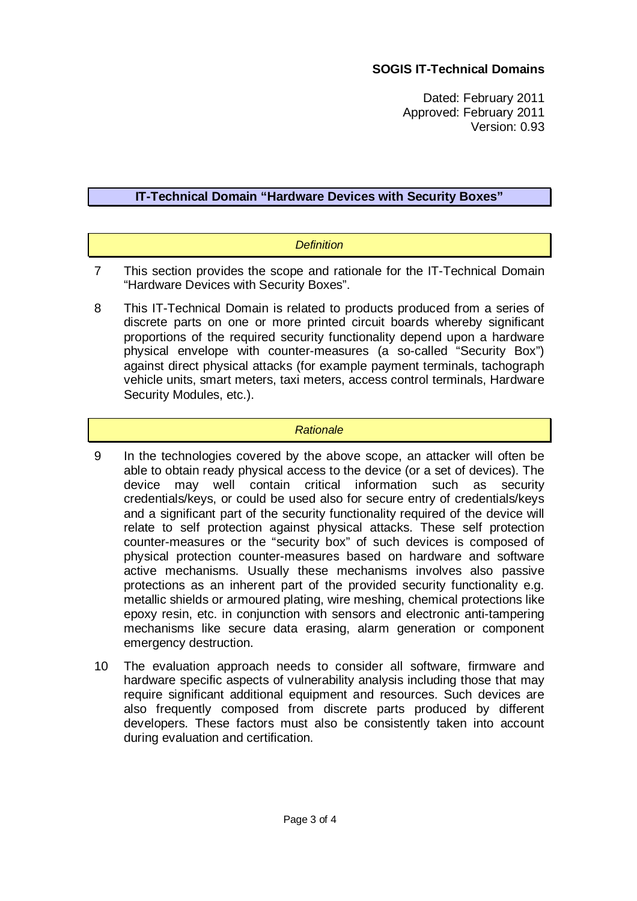## IT-Technical Domain “Hardware Devices with Security Boxes”

### *Definition*

7 This section provides the scope and rationale for the IT-Technical Domain “Hardware Devices with Security Boxes”.

8 This IT-Technical Domain is related to products produced from a series of discrete parts on one or more printed circuit boards whereby significant proportions of the required security functionality depend upon a hardware physical envelope with counter-measures (a so-called “Security Box”) against direct physical attacks (for example payment terminals, tachograph vehicle units, smart meters, taxi meters, access control terminals, Hardware Security Modules, etc.).

### *Rationale*

9 In the technologies covered by the above scope, an attacker will often be able to obtain ready physical access to the device (or a set of devices). The device may well contain critical information such as security credentials/keys, or could be used also for secure entry of credentials/keys and a significant part of the security functionality required of the device will relate to self protection against physical attacks. These self protection counter-measures or the “security box” of such devices is composed of physical protection counter-measures based on hardware and software active mechanisms. Usually these mechanisms involves also passive protections as an inherent part of the provided security functionality e.g. metallic shields or armoured plating, wire meshing, chemical protections like epoxy resin, etc. in conjunction with sensors and electronic anti-tampering mechanisms like secure data erasing, alarm generation or component emergency destruction.

10 The evaluation approach needs to consider all software, firmware and hardware specific aspects of vulnerability analysis including those that may require significant additional equipment and resources. Such devices are also frequently composed from discrete parts produced by different developers. These factors must also be consistently taken into account during evaluation and certification.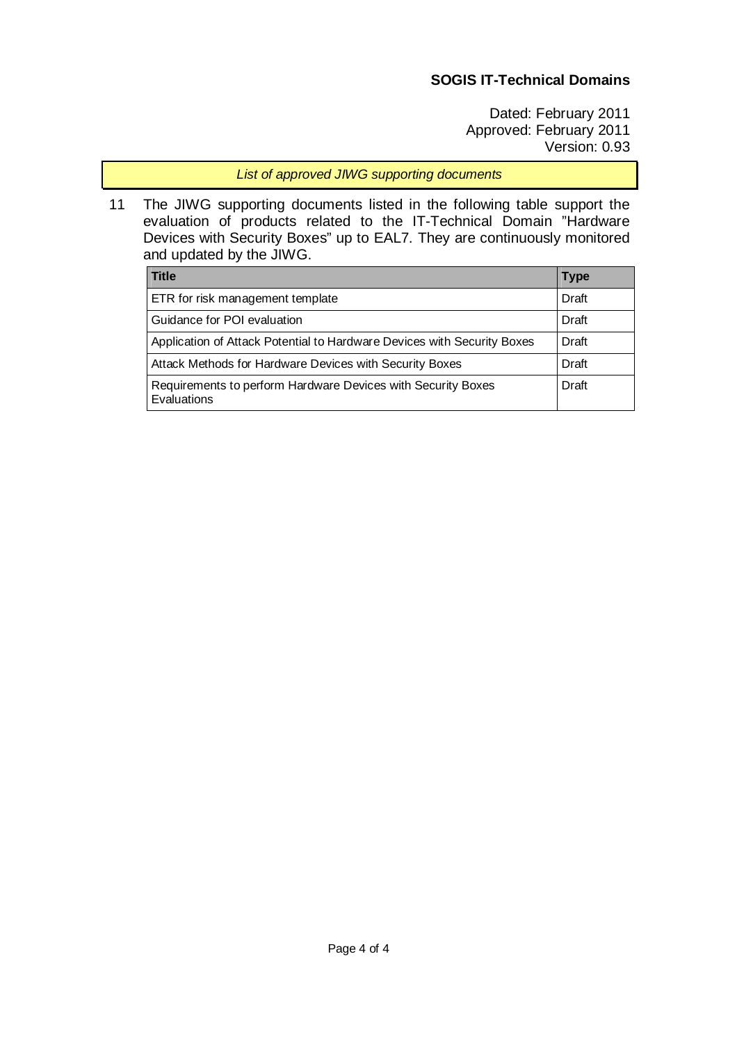*List of approved JIWG supporting documents*

11 The JIWG supporting documents listed in the following table support the evaluation of products related to the IT-Technical Domain "Hardware Devices with Security Boxes" up to EAL7. They are continuously monitored and updated by the JIWG.

| Title | Type |
|---|---|
| ETR for risk management template | Draft |
| Guidance for POI evaluation | Draft |
| Application of Attack Potential to Hardware Devices with Security Boxes | Draft |
| Attack Methods for Hardware Devices with Security Boxes | Draft |
| Requirements to perform Hardware Devices with Security Boxes Evaluations | Draft |